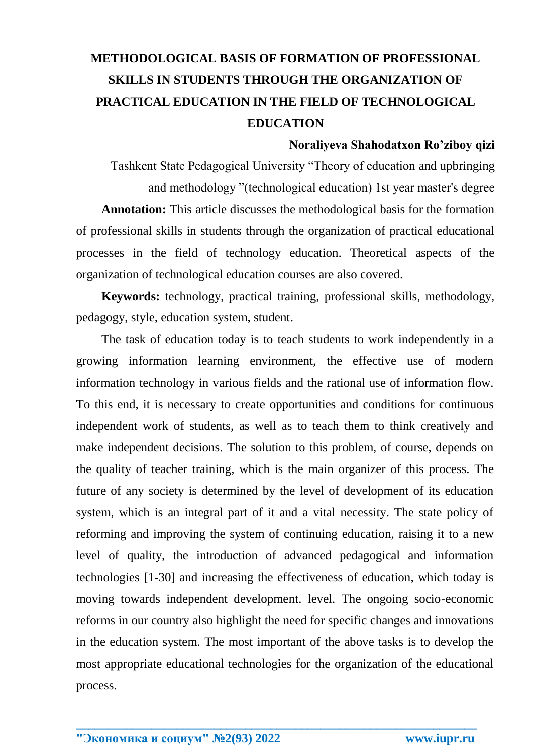# METHODOLOGICAL BASIS OF FORMATION OF PROFESSIONAL SKILLS IN STUDENTS THROUGH THE ORGANIZATION OF PRACTICAL EDUCATION IN THE FIELD OF TECHNOLOGICAL EDUCATION

**Noraliyeva Shahodatxon Ro'ziboy qizi**

Tashkent State Pedagogical University "Theory of education and upbringing and methodology "(technological education) 1st year master's degree

**Annotation:** This article discusses the methodological basis for the formation of professional skills in students through the organization of practical educational processes in the field of technology education. Theoretical aspects of the organization of technological education courses are also covered.

**Keywords:** technology, practical training, professional skills, methodology, pedagogy, style, education system, student.

The task of education today is to teach students to work independently in a growing information learning environment, the effective use of modern information technology in various fields and the rational use of information flow. To this end, it is necessary to create opportunities and conditions for continuous independent work of students, as well as to teach them to think creatively and make independent decisions. The solution to this problem, of course, depends on the quality of teacher training, which is the main organizer of this process. The future of any society is determined by the level of development of its education system, which is an integral part of it and a vital necessity. The state policy of reforming and improving the system of continuing education, raising it to a new level of quality, the introduction of advanced pedagogical and information technologies [1-30] and increasing the effectiveness of education, which today is moving towards independent development. level. The ongoing socio-economic reforms in our country also highlight the need for specific changes and innovations in the education system. The most important of the above tasks is to develop the most appropriate educational technologies for the organization of the educational process.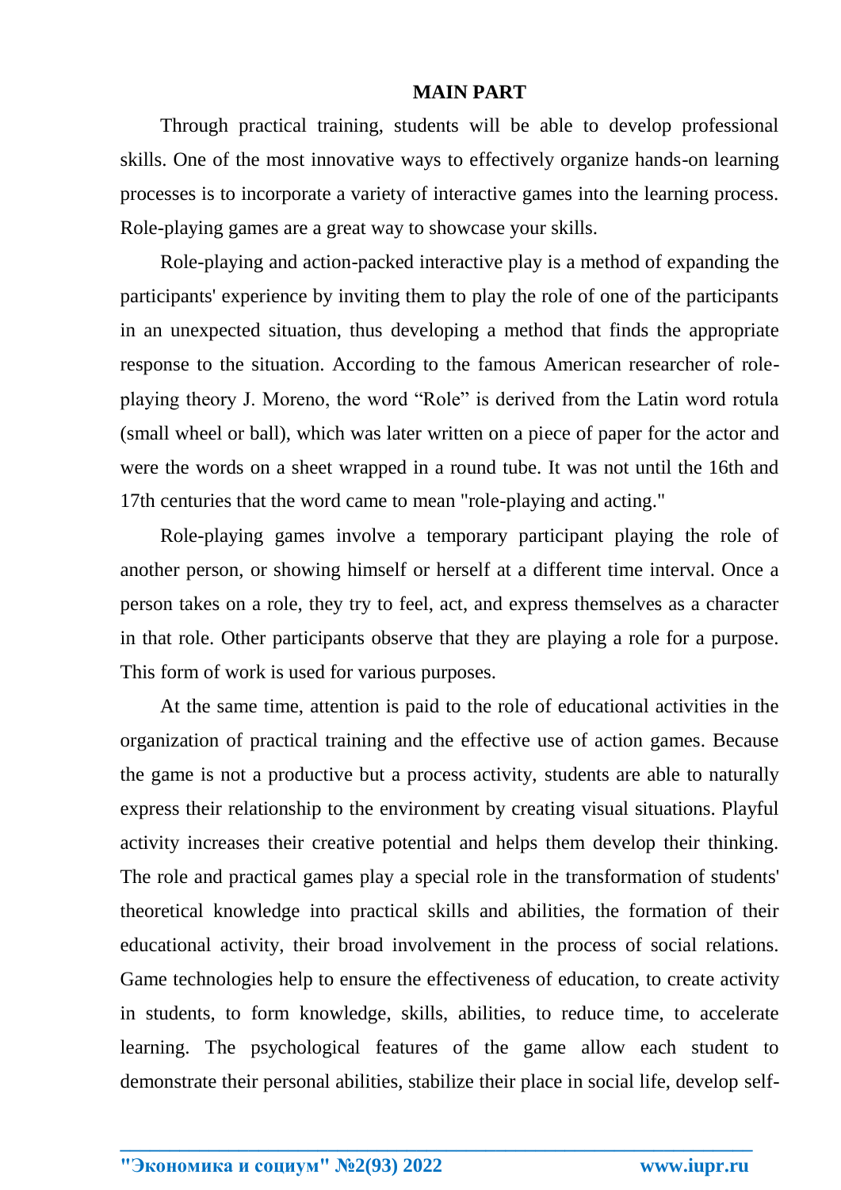## MAIN PART

Through practical training, students will be able to develop professional skills. One of the most innovative ways to effectively organize hands-on learning processes is to incorporate a variety of interactive games into the learning process. Role-playing games are a great way to showcase your skills.

Role-playing and action-packed interactive play is a method of expanding the participants' experience by inviting them to play the role of one of the participants in an unexpected situation, thus developing a method that finds the appropriate response to the situation. According to the famous American researcher of role-playing theory J. Moreno, the word "Role" is derived from the Latin word rotula (small wheel or ball), which was later written on a piece of paper for the actor and were the words on a sheet wrapped in a round tube. It was not until the 16th and 17th centuries that the word came to mean "role-playing and acting."

Role-playing games involve a temporary participant playing the role of another person, or showing himself or herself at a different time interval. Once a person takes on a role, they try to feel, act, and express themselves as a character in that role. Other participants observe that they are playing a role for a purpose. This form of work is used for various purposes.

At the same time, attention is paid to the role of educational activities in the organization of practical training and the effective use of action games. Because the game is not a productive but a process activity, students are able to naturally express their relationship to the environment by creating visual situations. Playful activity increases their creative potential and helps them develop their thinking. The role and practical games play a special role in the transformation of students' theoretical knowledge into practical skills and abilities, the formation of their educational activity, their broad involvement in the process of social relations. Game technologies help to ensure the effectiveness of education, to create activity in students, to form knowledge, skills, abilities, to reduce time, to accelerate learning. The psychological features of the game allow each student to demonstrate their personal abilities, stabilize their place in social life, develop self-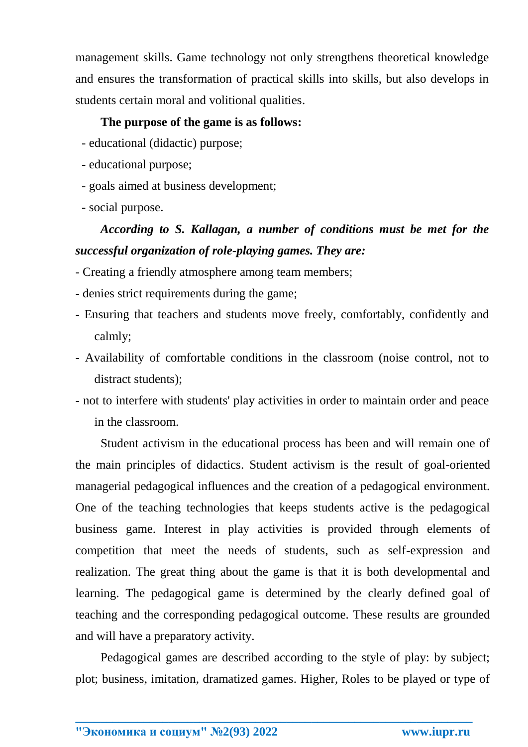management skills. Game technology not only strengthens theoretical knowledge and ensures the transformation of practical skills into skills, but also develops in students certain moral and volitional qualities.

**The purpose of the game is as follows:**

- educational (didactic) purpose;
- educational purpose;
- goals aimed at business development;
- social purpose.

***According to S. Kallagan, a number of conditions must be met for the successful organization of role-playing games. They are:***

- Creating a friendly atmosphere among team members;
- denies strict requirements during the game;
- Ensuring that teachers and students move freely, comfortably, confidently and calmly;
- Availability of comfortable conditions in the classroom (noise control, not to distract students);
- not to interfere with students' play activities in order to maintain order and peace in the classroom.

Student activism in the educational process has been and will remain one of the main principles of didactics. Student activism is the result of goal-oriented managerial pedagogical influences and the creation of a pedagogical environment. One of the teaching technologies that keeps students active is the pedagogical business game. Interest in play activities is provided through elements of competition that meet the needs of students, such as self-expression and realization. The great thing about the game is that it is both developmental and learning. The pedagogical game is determined by the clearly defined goal of teaching and the corresponding pedagogical outcome. These results are grounded and will have a preparatory activity.

Pedagogical games are described according to the style of play: by subject; plot; business, imitation, dramatized games. Higher, Roles to be played or type of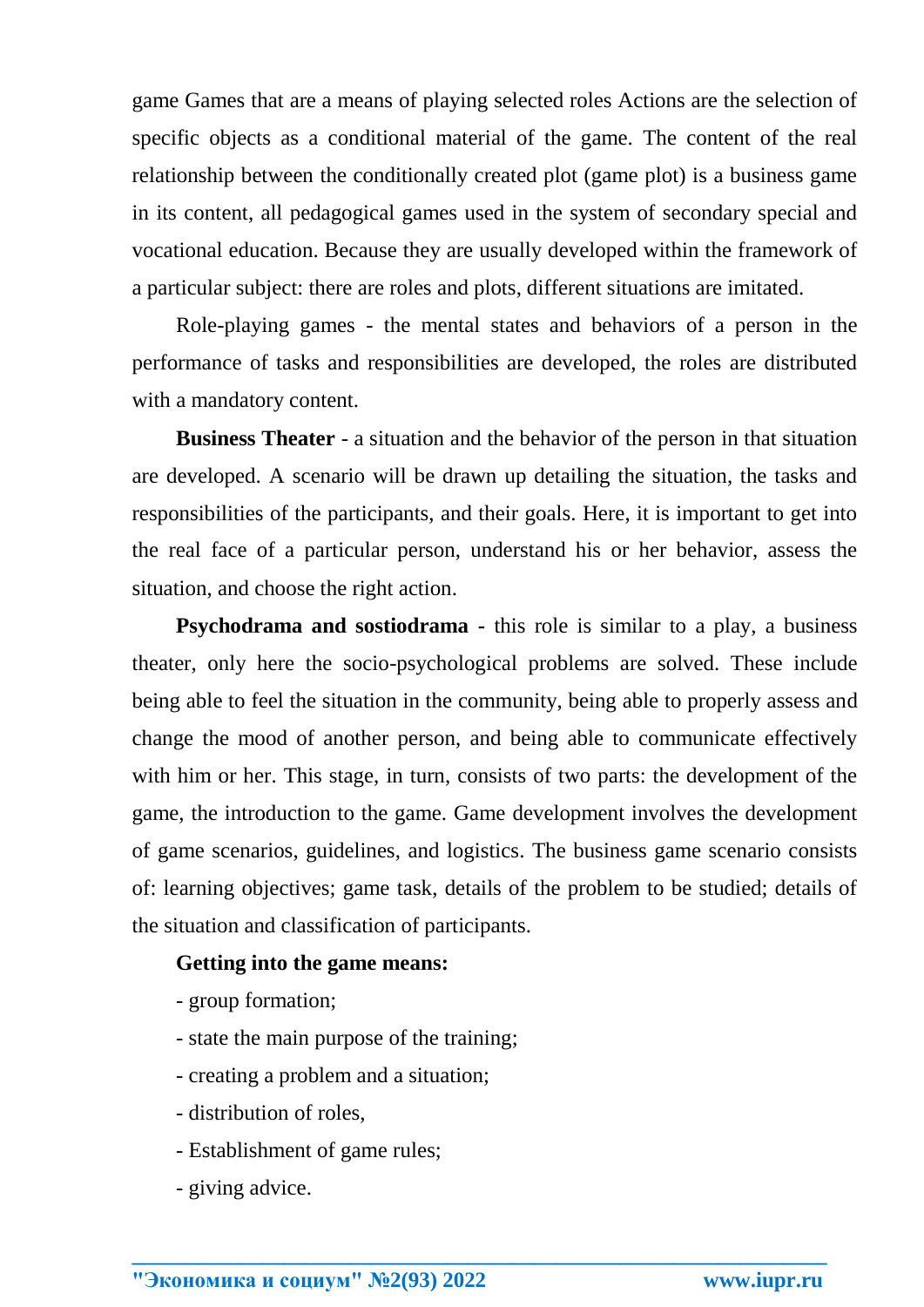game Games that are a means of playing selected roles Actions are the selection of specific objects as a conditional material of the game. The content of the real relationship between the conditionally created plot (game plot) is a business game in its content, all pedagogical games used in the system of secondary special and vocational education. Because they are usually developed within the framework of a particular subject: there are roles and plots, different situations are imitated.

Role-playing games - the mental states and behaviors of a person in the performance of tasks and responsibilities are developed, the roles are distributed with a mandatory content.

**Business Theater** - a situation and the behavior of the person in that situation are developed. A scenario will be drawn up detailing the situation, the tasks and responsibilities of the participants, and their goals. Here, it is important to get into the real face of a particular person, understand his or her behavior, assess the situation, and choose the right action.

**Psychodrama and sostiodrama -** this role is similar to a play, a business theater, only here the socio-psychological problems are solved. These include being able to feel the situation in the community, being able to properly assess and change the mood of another person, and being able to communicate effectively with him or her. This stage, in turn, consists of two parts: the development of the game, the introduction to the game. Game development involves the development of game scenarios, guidelines, and logistics. The business game scenario consists of: learning objectives; game task, details of the problem to be studied; details of the situation and classification of participants.

**Getting into the game means:**

- group formation;
- state the main purpose of the training;
- creating a problem and a situation;
- distribution of roles,
- Establishment of game rules;
- giving advice.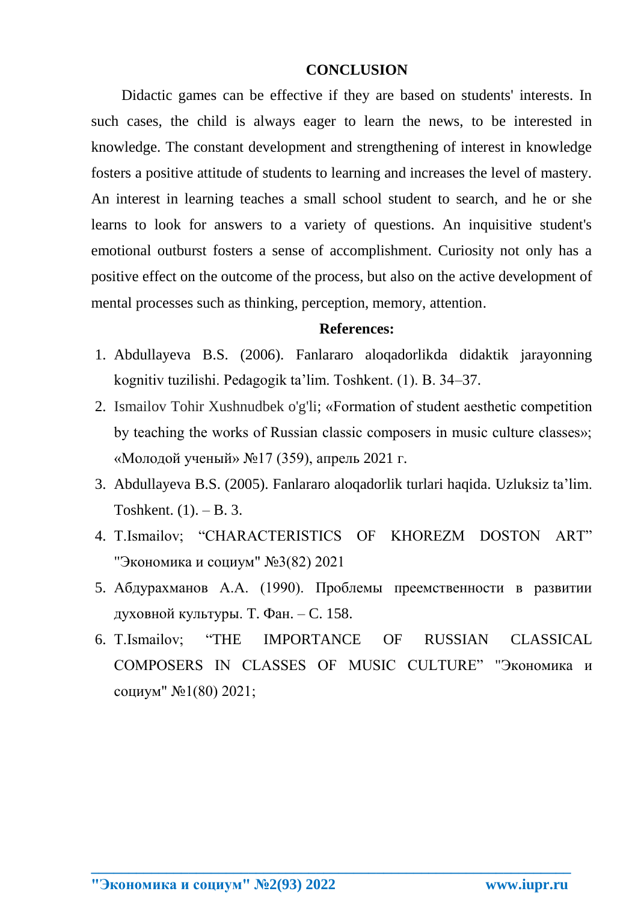## CONCLUSION

Didactic games can be effective if they are based on students' interests. In such cases, the child is always eager to learn the news, to be interested in knowledge. The constant development and strengthening of interest in knowledge fosters a positive attitude of students to learning and increases the level of mastery. An interest in learning teaches a small school student to search, and he or she learns to look for answers to a variety of questions. An inquisitive student's emotional outburst fosters a sense of accomplishment. Curiosity not only has a positive effect on the outcome of the process, but also on the active development of mental processes such as thinking, perception, memory, attention.

## References:

1. Abdullayeva B.S. (2006). Fanlararo aloqadorlikda didaktik jarayonning kognitiv tuzilishi. Pedagogik ta'lim. Toshkent. (1). B. 34–37.
2. Ismailov Tohir Xushnudbek o'g'li; «Formation of student aesthetic competition by teaching the works of Russian classic composers in music culture classes»; «Молодой ученый» №17 (359), апрель 2021 г.
3. Abdullayeva B.S. (2005). Fanlararo aloqadorlik turlari haqida. Uzluksiz ta'lim. Toshkent. (1). – B. 3.
4. T.Ismailov; "CHARACTERISTICS OF KHOREZM DOSTON ART" "Экономика и социум" №3(82) 2021
5. Абдурахманов А.А. (1990). Проблемы преемственности в развитии духовной культуры. Т. Фан. – С. 158.
6. T.Ismailov; "THE IMPORTANCE OF RUSSIAN CLASSICAL COMPOSERS IN CLASSES OF MUSIC CULTURE" "Экономика и социум" №1(80) 2021;